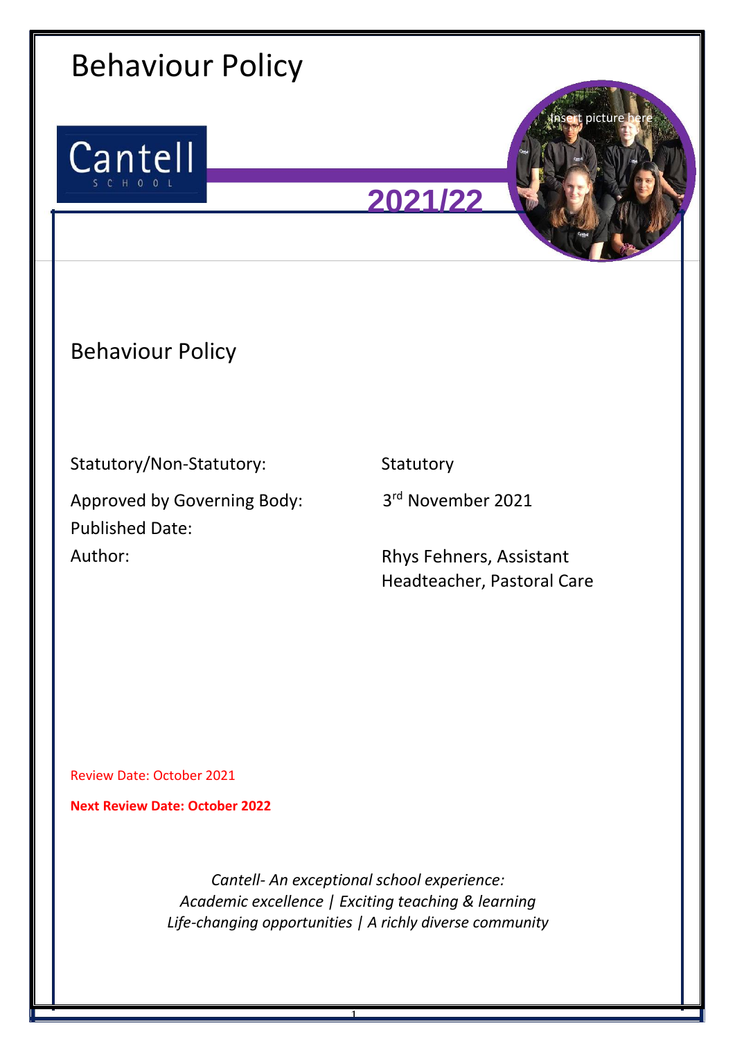# Behaviour Policy

Cantell SCHOOL

**2021/22**

## Behaviour Policy

| | |
|---|---|
| Statutory/Non-Statutory: | Statutory |
| Approved by Governing Body: | 3rd November 2021 |
| Published Date: | |
| Author: | Rhys Fehners, Assistant Headteacher, Pastoral Care |

Review Date: October 2021

**Next Review Date: October 2022**

*Cantell- An exceptional school experience:*
*Academic excellence | Exciting teaching & learning*
*Life-changing opportunities | A richly diverse community*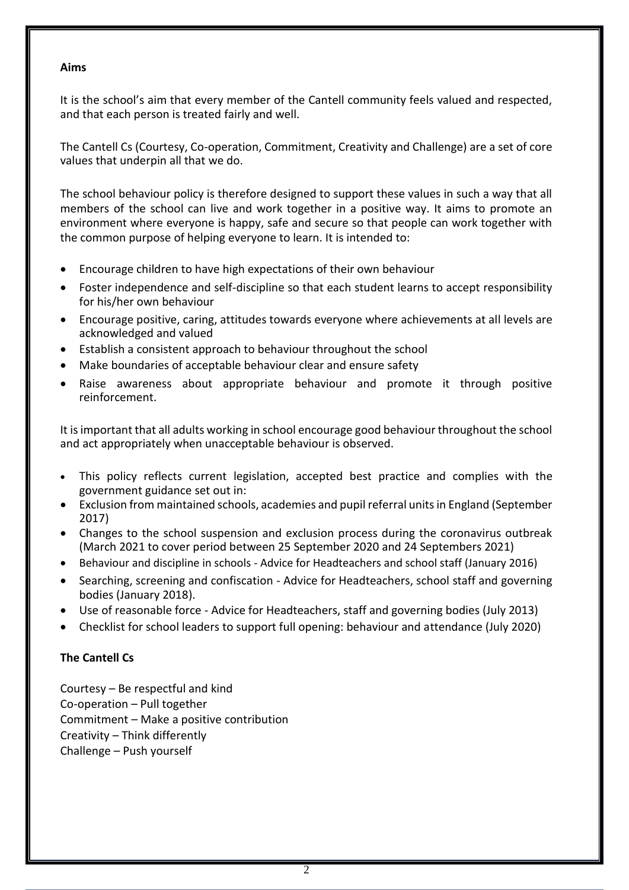**Aims**

It is the school's aim that every member of the Cantell community feels valued and respected, and that each person is treated fairly and well.

The Cantell Cs (Courtesy, Co-operation, Commitment, Creativity and Challenge) are a set of core values that underpin all that we do.

The school behaviour policy is therefore designed to support these values in such a way that all members of the school can live and work together in a positive way. It aims to promote an environment where everyone is happy, safe and secure so that people can work together with the common purpose of helping everyone to learn. It is intended to:

- Encourage children to have high expectations of their own behaviour
- Foster independence and self-discipline so that each student learns to accept responsibility for his/her own behaviour
- Encourage positive, caring, attitudes towards everyone where achievements at all levels are acknowledged and valued
- Establish a consistent approach to behaviour throughout the school
- Make boundaries of acceptable behaviour clear and ensure safety
- Raise awareness about appropriate behaviour and promote it through positive reinforcement.

It is important that all adults working in school encourage good behaviour throughout the school and act appropriately when unacceptable behaviour is observed.

- This policy reflects current legislation, accepted best practice and complies with the government guidance set out in:
- Exclusion from maintained schools, academies and pupil referral units in England (September 2017)
- Changes to the school suspension and exclusion process during the coronavirus outbreak (March 2021 to cover period between 25 September 2020 and 24 Septembers 2021)
- Behaviour and discipline in schools - Advice for Headteachers and school staff (January 2016)
- Searching, screening and confiscation - Advice for Headteachers, school staff and governing bodies (January 2018).
- Use of reasonable force - Advice for Headteachers, staff and governing bodies (July 2013)
- Checklist for school leaders to support full opening: behaviour and attendance (July 2020)

**The Cantell Cs**

Courtesy – Be respectful and kind
Co-operation – Pull together
Commitment – Make a positive contribution
Creativity – Think differently
Challenge – Push yourself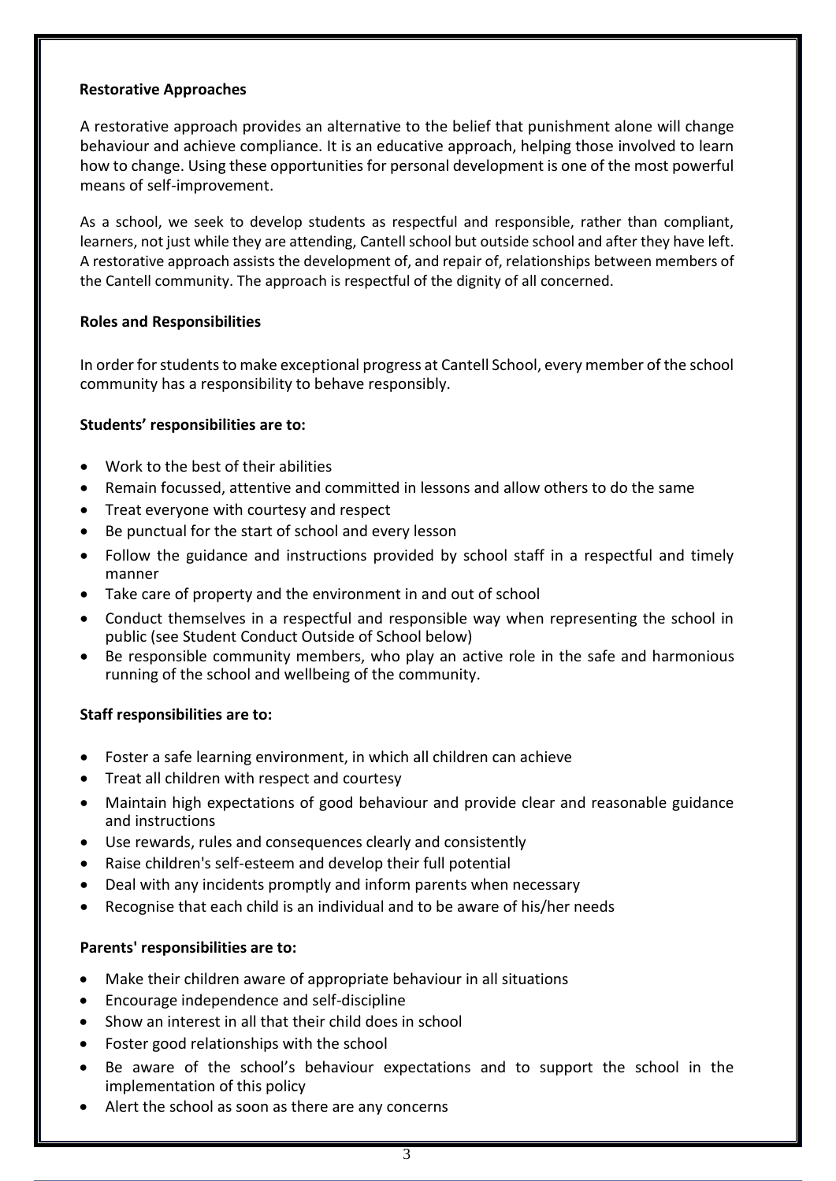### Restorative Approaches

A restorative approach provides an alternative to the belief that punishment alone will change behaviour and achieve compliance. It is an educative approach, helping those involved to learn how to change. Using these opportunities for personal development is one of the most powerful means of self-improvement.

As a school, we seek to develop students as respectful and responsible, rather than compliant, learners, not just while they are attending, Cantell school but outside school and after they have left. A restorative approach assists the development of, and repair of, relationships between members of the Cantell community. The approach is respectful of the dignity of all concerned.

### Roles and Responsibilities

In order for students to make exceptional progress at Cantell School, every member of the school community has a responsibility to behave responsibly.

**Students' responsibilities are to:**

- Work to the best of their abilities
- Remain focussed, attentive and committed in lessons and allow others to do the same
- Treat everyone with courtesy and respect
- Be punctual for the start of school and every lesson
- Follow the guidance and instructions provided by school staff in a respectful and timely manner
- Take care of property and the environment in and out of school
- Conduct themselves in a respectful and responsible way when representing the school in public (see Student Conduct Outside of School below)
- Be responsible community members, who play an active role in the safe and harmonious running of the school and wellbeing of the community.

**Staff responsibilities are to:**

- Foster a safe learning environment, in which all children can achieve
- Treat all children with respect and courtesy
- Maintain high expectations of good behaviour and provide clear and reasonable guidance and instructions
- Use rewards, rules and consequences clearly and consistently
- Raise children's self-esteem and develop their full potential
- Deal with any incidents promptly and inform parents when necessary
- Recognise that each child is an individual and to be aware of his/her needs

**Parents' responsibilities are to:**

- Make their children aware of appropriate behaviour in all situations
- Encourage independence and self-discipline
- Show an interest in all that their child does in school
- Foster good relationships with the school
- Be aware of the school's behaviour expectations and to support the school in the implementation of this policy
- Alert the school as soon as there are any concerns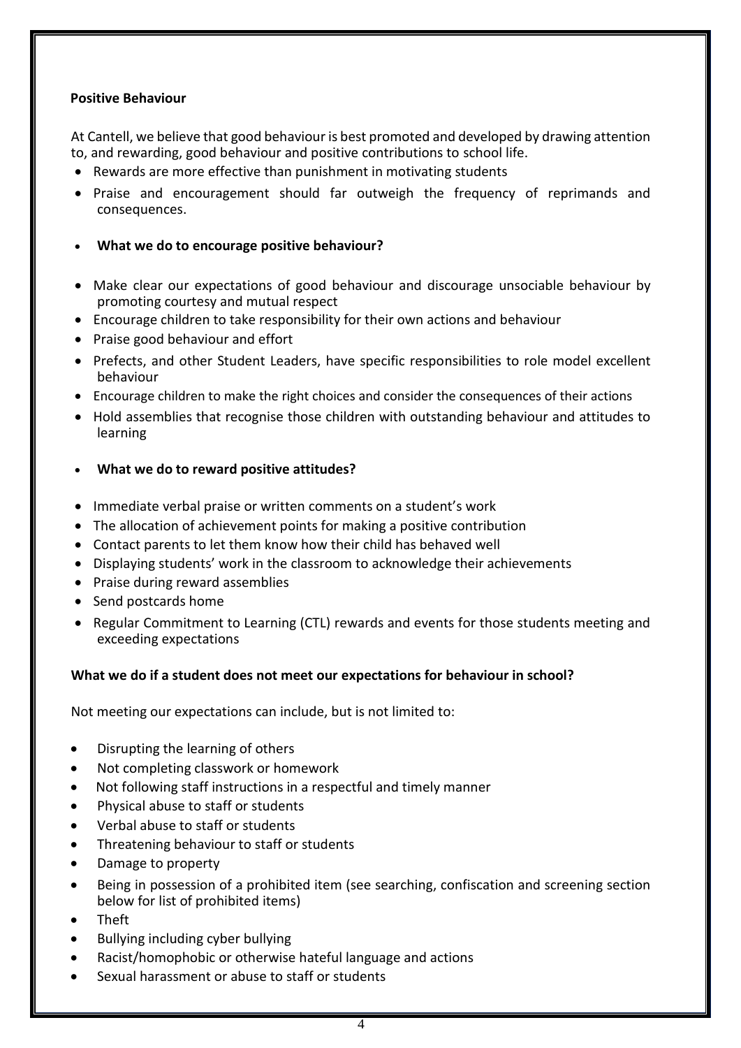**Positive Behaviour**

At Cantell, we believe that good behaviour is best promoted and developed by drawing attention to, and rewarding, good behaviour and positive contributions to school life.

- Rewards are more effective than punishment in motivating students
- Praise and encouragement should far outweigh the frequency of reprimands and consequences.

- **What we do to encourage positive behaviour?**

- Make clear our expectations of good behaviour and discourage unsociable behaviour by promoting courtesy and mutual respect
- Encourage children to take responsibility for their own actions and behaviour
- Praise good behaviour and effort
- Prefects, and other Student Leaders, have specific responsibilities to role model excellent behaviour
- Encourage children to make the right choices and consider the consequences of their actions
- Hold assemblies that recognise those children with outstanding behaviour and attitudes to learning

- **What we do to reward positive attitudes?**

- Immediate verbal praise or written comments on a student's work
- The allocation of achievement points for making a positive contribution
- Contact parents to let them know how their child has behaved well
- Displaying students' work in the classroom to acknowledge their achievements
- Praise during reward assemblies
- Send postcards home
- Regular Commitment to Learning (CTL) rewards and events for those students meeting and exceeding expectations

**What we do if a student does not meet our expectations for behaviour in school?**

Not meeting our expectations can include, but is not limited to:

- Disrupting the learning of others
- Not completing classwork or homework
- Not following staff instructions in a respectful and timely manner
- Physical abuse to staff or students
- Verbal abuse to staff or students
- Threatening behaviour to staff or students
- Damage to property
- Being in possession of a prohibited item (see searching, confiscation and screening section below for list of prohibited items)
- Theft
- Bullying including cyber bullying
- Racist/homophobic or otherwise hateful language and actions
- Sexual harassment or abuse to staff or students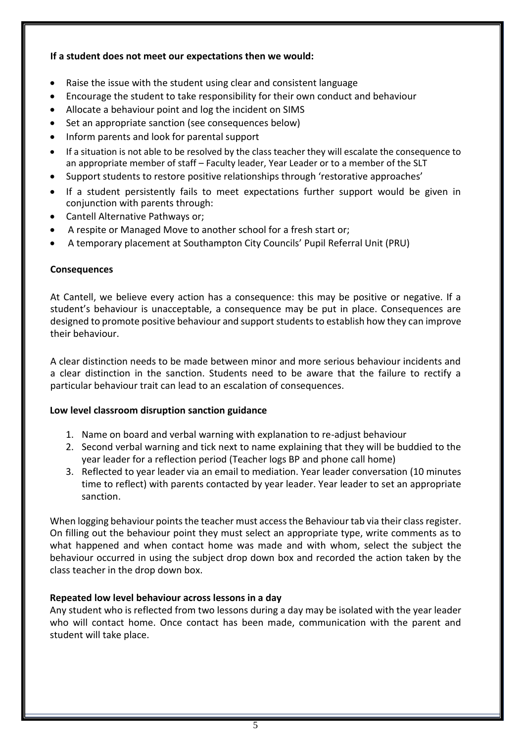**If a student does not meet our expectations then we would:**

- Raise the issue with the student using clear and consistent language
- Encourage the student to take responsibility for their own conduct and behaviour
- Allocate a behaviour point and log the incident on SIMS
- Set an appropriate sanction (see consequences below)
- Inform parents and look for parental support
- If a situation is not able to be resolved by the class teacher they will escalate the consequence to an appropriate member of staff – Faculty leader, Year Leader or to a member of the SLT
- Support students to restore positive relationships through 'restorative approaches'
- If a student persistently fails to meet expectations further support would be given in conjunction with parents through:
- Cantell Alternative Pathways or;
- A respite or Managed Move to another school for a fresh start or;
- A temporary placement at Southampton City Councils' Pupil Referral Unit (PRU)

**Consequences**

At Cantell, we believe every action has a consequence: this may be positive or negative. If a student's behaviour is unacceptable, a consequence may be put in place. Consequences are designed to promote positive behaviour and support students to establish how they can improve their behaviour.

A clear distinction needs to be made between minor and more serious behaviour incidents and a clear distinction in the sanction. Students need to be aware that the failure to rectify a particular behaviour trait can lead to an escalation of consequences.

**Low level classroom disruption sanction guidance**

1. Name on board and verbal warning with explanation to re-adjust behaviour
2. Second verbal warning and tick next to name explaining that they will be buddied to the year leader for a reflection period (Teacher logs BP and phone call home)
3. Reflected to year leader via an email to mediation. Year leader conversation (10 minutes time to reflect) with parents contacted by year leader. Year leader to set an appropriate sanction.

When logging behaviour points the teacher must access the Behaviour tab via their class register. On filling out the behaviour point they must select an appropriate type, write comments as to what happened and when contact home was made and with whom, select the subject the behaviour occurred in using the subject drop down box and recorded the action taken by the class teacher in the drop down box.

**Repeated low level behaviour across lessons in a day**

Any student who is reflected from two lessons during a day may be isolated with the year leader who will contact home. Once contact has been made, communication with the parent and student will take place.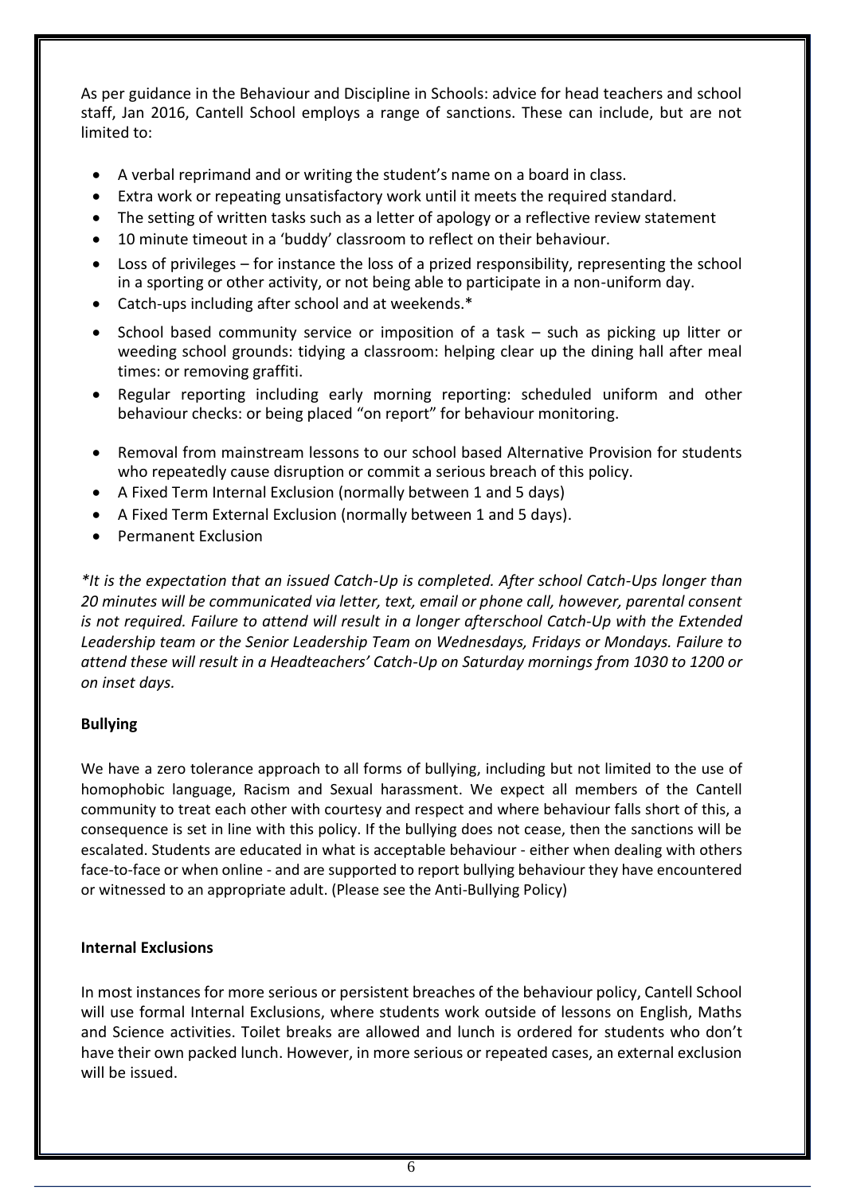As per guidance in the Behaviour and Discipline in Schools: advice for head teachers and school staff, Jan 2016, Cantell School employs a range of sanctions. These can include, but are not limited to:

- A verbal reprimand and or writing the student's name on a board in class.
- Extra work or repeating unsatisfactory work until it meets the required standard.
- The setting of written tasks such as a letter of apology or a reflective review statement
- 10 minute timeout in a 'buddy' classroom to reflect on their behaviour.
- Loss of privileges – for instance the loss of a prized responsibility, representing the school in a sporting or other activity, or not being able to participate in a non-uniform day.
- Catch-ups including after school and at weekends.*
- School based community service or imposition of a task – such as picking up litter or weeding school grounds: tidying a classroom: helping clear up the dining hall after meal times: or removing graffiti.
- Regular reporting including early morning reporting: scheduled uniform and other behaviour checks: or being placed "on report" for behaviour monitoring.
- Removal from mainstream lessons to our school based Alternative Provision for students who repeatedly cause disruption or commit a serious breach of this policy.
- A Fixed Term Internal Exclusion (normally between 1 and 5 days)
- A Fixed Term External Exclusion (normally between 1 and 5 days).
- Permanent Exclusion

*\*It is the expectation that an issued Catch-Up is completed. After school Catch-Ups longer than 20 minutes will be communicated via letter, text, email or phone call, however, parental consent is not required. Failure to attend will result in a longer afterschool Catch-Up with the Extended Leadership team or the Senior Leadership Team on Wednesdays, Fridays or Mondays. Failure to attend these will result in a Headteachers' Catch-Up on Saturday mornings from 1030 to 1200 or on inset days.*

**Bullying**

We have a zero tolerance approach to all forms of bullying, including but not limited to the use of homophobic language, Racism and Sexual harassment. We expect all members of the Cantell community to treat each other with courtesy and respect and where behaviour falls short of this, a consequence is set in line with this policy. If the bullying does not cease, then the sanctions will be escalated. Students are educated in what is acceptable behaviour - either when dealing with others face-to-face or when online - and are supported to report bullying behaviour they have encountered or witnessed to an appropriate adult. (Please see the Anti-Bullying Policy)

**Internal Exclusions**

In most instances for more serious or persistent breaches of the behaviour policy, Cantell School will use formal Internal Exclusions, where students work outside of lessons on English, Maths and Science activities. Toilet breaks are allowed and lunch is ordered for students who don't have their own packed lunch. However, in more serious or repeated cases, an external exclusion will be issued.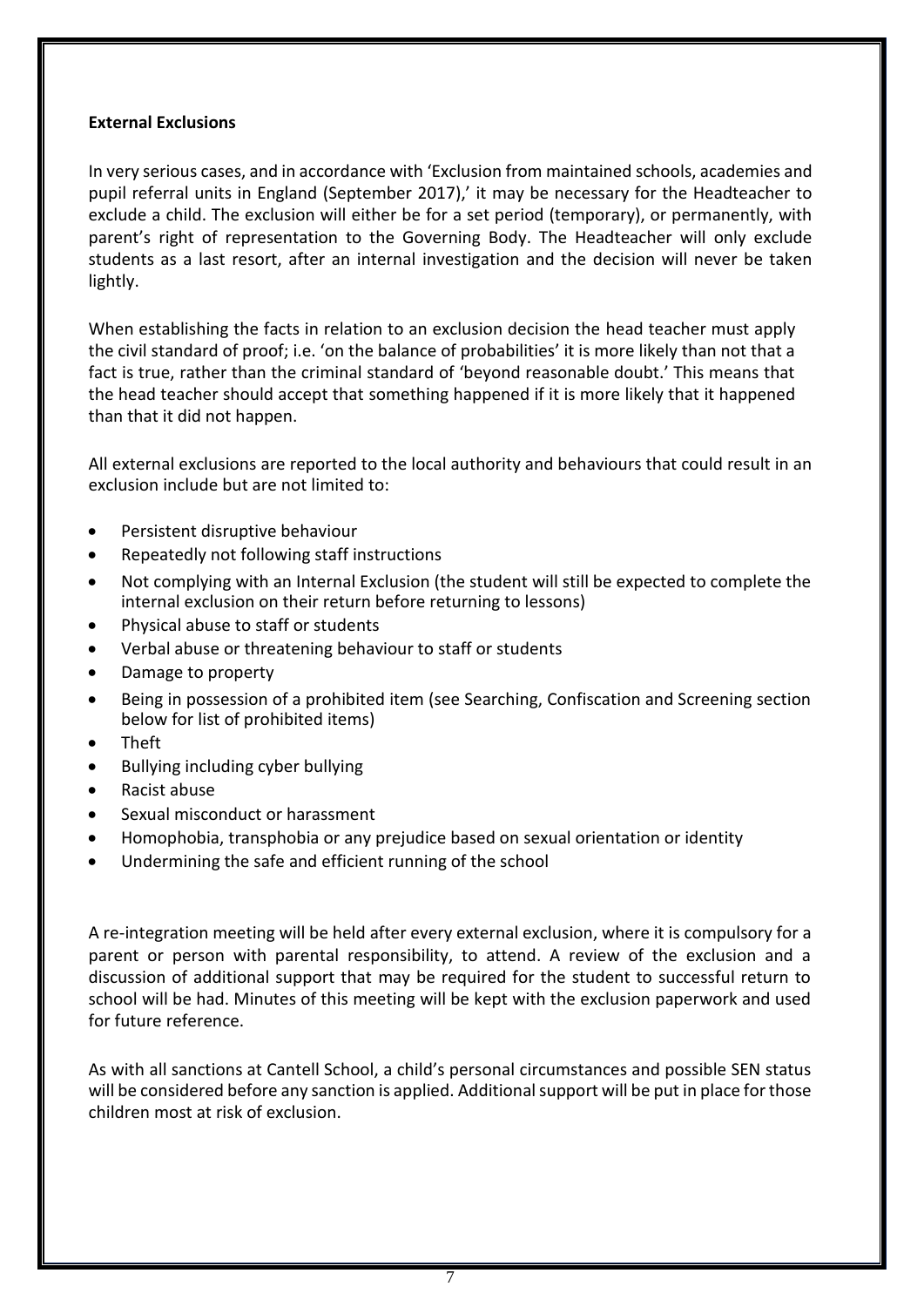**External Exclusions**

In very serious cases, and in accordance with 'Exclusion from maintained schools, academies and pupil referral units in England (September 2017),' it may be necessary for the Headteacher to exclude a child. The exclusion will either be for a set period (temporary), or permanently, with parent's right of representation to the Governing Body. The Headteacher will only exclude students as a last resort, after an internal investigation and the decision will never be taken lightly.

When establishing the facts in relation to an exclusion decision the head teacher must apply the civil standard of proof; i.e. 'on the balance of probabilities' it is more likely than not that a fact is true, rather than the criminal standard of 'beyond reasonable doubt.' This means that the head teacher should accept that something happened if it is more likely that it happened than that it did not happen.

All external exclusions are reported to the local authority and behaviours that could result in an exclusion include but are not limited to:

- Persistent disruptive behaviour
- Repeatedly not following staff instructions
- Not complying with an Internal Exclusion (the student will still be expected to complete the internal exclusion on their return before returning to lessons)
- Physical abuse to staff or students
- Verbal abuse or threatening behaviour to staff or students
- Damage to property
- Being in possession of a prohibited item (see Searching, Confiscation and Screening section below for list of prohibited items)
- Theft
- Bullying including cyber bullying
- Racist abuse
- Sexual misconduct or harassment
- Homophobia, transphobia or any prejudice based on sexual orientation or identity
- Undermining the safe and efficient running of the school

A re-integration meeting will be held after every external exclusion, where it is compulsory for a parent or person with parental responsibility, to attend. A review of the exclusion and a discussion of additional support that may be required for the student to successful return to school will be had. Minutes of this meeting will be kept with the exclusion paperwork and used for future reference.

As with all sanctions at Cantell School, a child's personal circumstances and possible SEN status will be considered before any sanction is applied. Additional support will be put in place for those children most at risk of exclusion.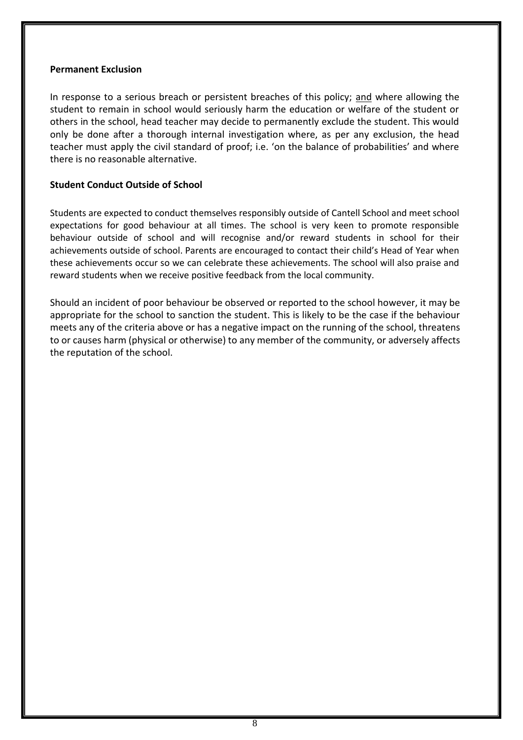**Permanent Exclusion**

In response to a serious breach or persistent breaches of this policy; <u>and</u> where allowing the student to remain in school would seriously harm the education or welfare of the student or others in the school, head teacher may decide to permanently exclude the student. This would only be done after a thorough internal investigation where, as per any exclusion, the head teacher must apply the civil standard of proof; i.e. 'on the balance of probabilities' and where there is no reasonable alternative.

**Student Conduct Outside of School**

Students are expected to conduct themselves responsibly outside of Cantell School and meet school expectations for good behaviour at all times. The school is very keen to promote responsible behaviour outside of school and will recognise and/or reward students in school for their achievements outside of school. Parents are encouraged to contact their child's Head of Year when these achievements occur so we can celebrate these achievements. The school will also praise and reward students when we receive positive feedback from the local community.

Should an incident of poor behaviour be observed or reported to the school however, it may be appropriate for the school to sanction the student. This is likely to be the case if the behaviour meets any of the criteria above or has a negative impact on the running of the school, threatens to or causes harm (physical or otherwise) to any member of the community, or adversely affects the reputation of the school.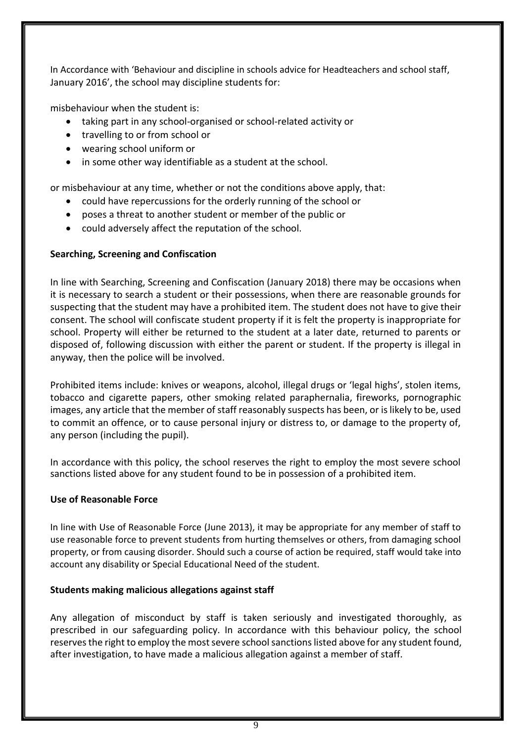In Accordance with 'Behaviour and discipline in schools advice for Headteachers and school staff, January 2016', the school may discipline students for:

misbehaviour when the student is:

- taking part in any school-organised or school-related activity or
- travelling to or from school or
- wearing school uniform or
- in some other way identifiable as a student at the school.

or misbehaviour at any time, whether or not the conditions above apply, that:

- could have repercussions for the orderly running of the school or
- poses a threat to another student or member of the public or
- could adversely affect the reputation of the school.

**Searching, Screening and Confiscation**

In line with Searching, Screening and Confiscation (January 2018) there may be occasions when it is necessary to search a student or their possessions, when there are reasonable grounds for suspecting that the student may have a prohibited item. The student does not have to give their consent. The school will confiscate student property if it is felt the property is inappropriate for school. Property will either be returned to the student at a later date, returned to parents or disposed of, following discussion with either the parent or student. If the property is illegal in anyway, then the police will be involved.

Prohibited items include: knives or weapons, alcohol, illegal drugs or 'legal highs', stolen items, tobacco and cigarette papers, other smoking related paraphernalia, fireworks, pornographic images, any article that the member of staff reasonably suspects has been, or is likely to be, used to commit an offence, or to cause personal injury or distress to, or damage to the property of, any person (including the pupil).

In accordance with this policy, the school reserves the right to employ the most severe school sanctions listed above for any student found to be in possession of a prohibited item.

**Use of Reasonable Force**

In line with Use of Reasonable Force (June 2013), it may be appropriate for any member of staff to use reasonable force to prevent students from hurting themselves or others, from damaging school property, or from causing disorder. Should such a course of action be required, staff would take into account any disability or Special Educational Need of the student.

**Students making malicious allegations against staff**

Any allegation of misconduct by staff is taken seriously and investigated thoroughly, as prescribed in our safeguarding policy. In accordance with this behaviour policy, the school reserves the right to employ the most severe school sanctions listed above for any student found, after investigation, to have made a malicious allegation against a member of staff.